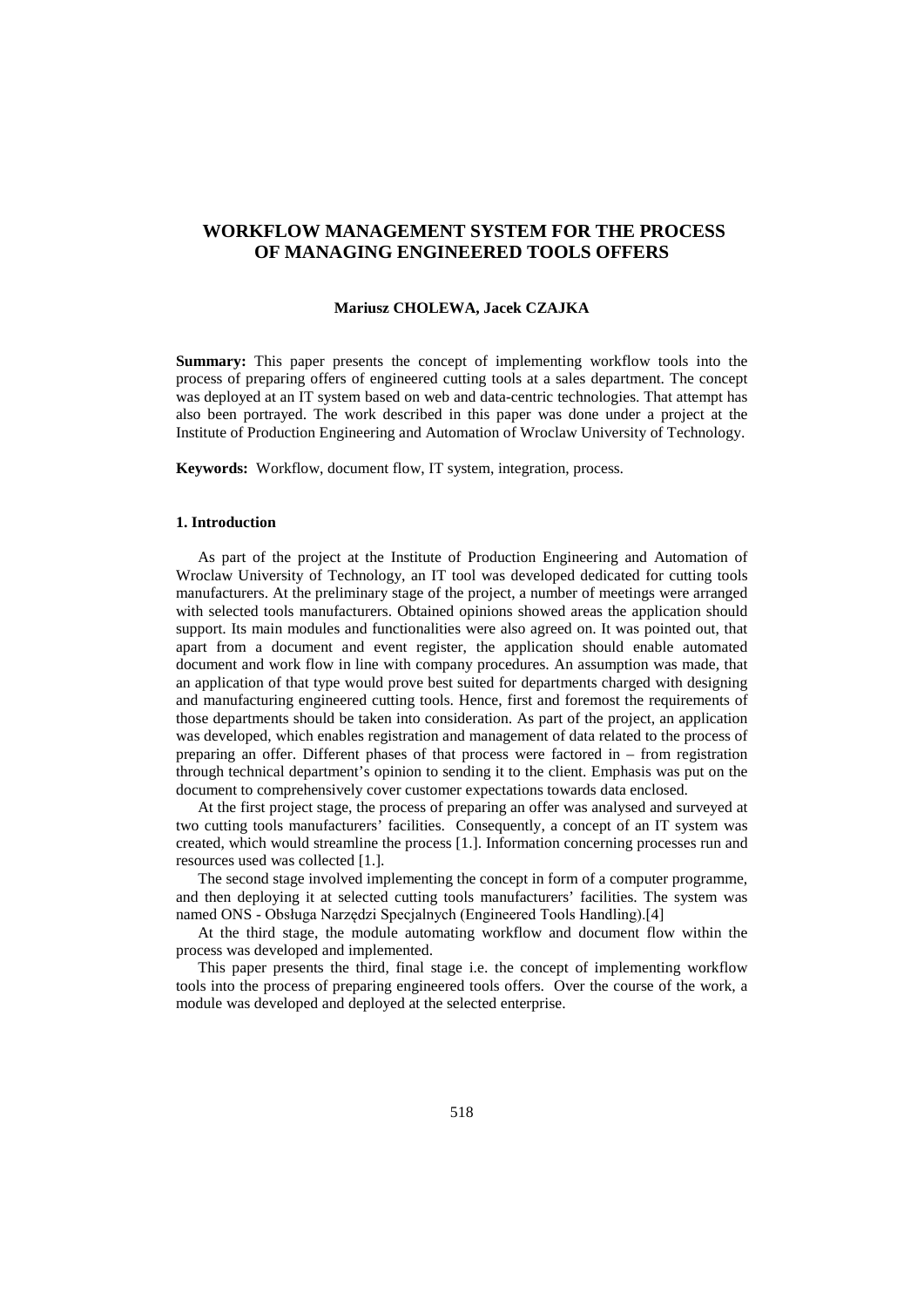# WORKFLOW MANAGEMENT SYSTEM FOR THE PROCESS OF MANAGING ENGINEERED TOOLS OFFERS

**Mariusz CHOLEWA, Jacek CZAJKA**

**Summary:** This paper presents the concept of implementing workflow tools into the process of preparing offers of engineered cutting tools at a sales department. The concept was deployed at an IT system based on web and data-centric technologies. That attempt has also been portrayed. The work described in this paper was done under a project at the Institute of Production Engineering and Automation of Wroclaw University of Technology.

**Keywords:** Workflow, document flow, IT system, integration, process.

## 1. Introduction

As part of the project at the Institute of Production Engineering and Automation of Wroclaw University of Technology, an IT tool was developed dedicated for cutting tools manufacturers. At the preliminary stage of the project, a number of meetings were arranged with selected tools manufacturers. Obtained opinions showed areas the application should support. Its main modules and functionalities were also agreed on. It was pointed out, that apart from a document and event register, the application should enable automated document and work flow in line with company procedures. An assumption was made, that an application of that type would prove best suited for departments charged with designing and manufacturing engineered cutting tools. Hence, first and foremost the requirements of those departments should be taken into consideration. As part of the project, an application was developed, which enables registration and management of data related to the process of preparing an offer. Different phases of that process were factored in – from registration through technical department's opinion to sending it to the client. Emphasis was put on the document to comprehensively cover customer expectations towards data enclosed.

At the first project stage, the process of preparing an offer was analysed and surveyed at two cutting tools manufacturers' facilities. Consequently, a concept of an IT system was created, which would streamline the process [1.]. Information concerning processes run and resources used was collected [1.].

The second stage involved implementing the concept in form of a computer programme, and then deploying it at selected cutting tools manufacturers' facilities. The system was named ONS - Obsługa Narzędzi Specjalnych (Engineered Tools Handling).[4]

At the third stage, the module automating workflow and document flow within the process was developed and implemented.

This paper presents the third, final stage i.e. the concept of implementing workflow tools into the process of preparing engineered tools offers. Over the course of the work, a module was developed and deployed at the selected enterprise.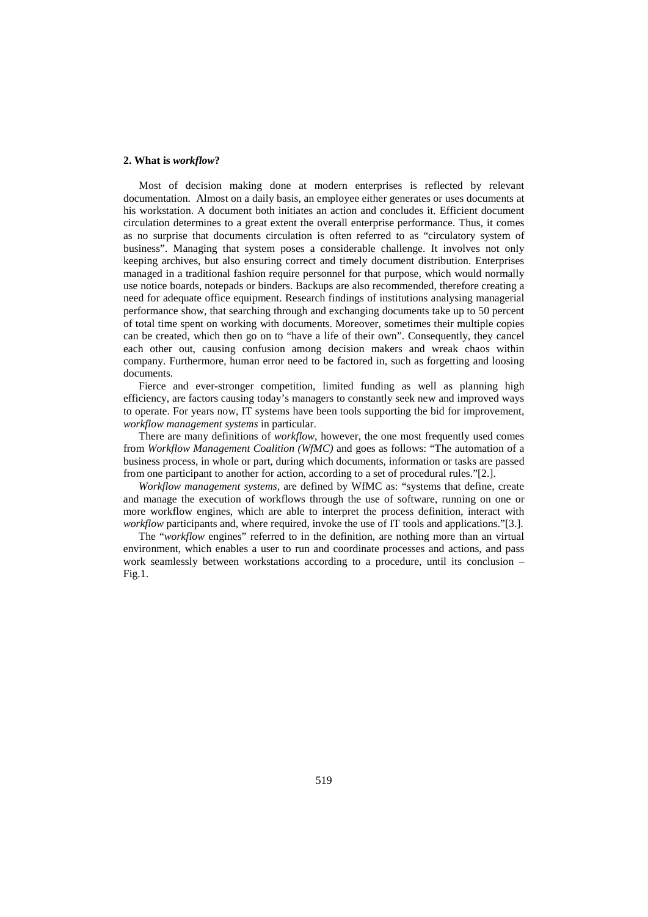## 2. What is *workflow*?

Most of decision making done at modern enterprises is reflected by relevant documentation. Almost on a daily basis, an employee either generates or uses documents at his workstation. A document both initiates an action and concludes it. Efficient document circulation determines to a great extent the overall enterprise performance. Thus, it comes as no surprise that documents circulation is often referred to as "circulatory system of business". Managing that system poses a considerable challenge. It involves not only keeping archives, but also ensuring correct and timely document distribution. Enterprises managed in a traditional fashion require personnel for that purpose, which would normally use notice boards, notepads or binders. Backups are also recommended, therefore creating a need for adequate office equipment. Research findings of institutions analysing managerial performance show, that searching through and exchanging documents take up to 50 percent of total time spent on working with documents. Moreover, sometimes their multiple copies can be created, which then go on to "have a life of their own". Consequently, they cancel each other out, causing confusion among decision makers and wreak chaos within company. Furthermore, human error need to be factored in, such as forgetting and loosing documents.

Fierce and ever-stronger competition, limited funding as well as planning high efficiency, are factors causing today's managers to constantly seek new and improved ways to operate. For years now, IT systems have been tools supporting the bid for improvement, *workflow management systems* in particular.

There are many definitions of *workflow*, however, the one most frequently used comes from *Workflow Management Coalition (WfMC)* and goes as follows: "The automation of a business process, in whole or part, during which documents, information or tasks are passed from one participant to another for action, according to a set of procedural rules."[2.].

*Workflow management systems*, are defined by WfMC as: "systems that define, create and manage the execution of workflows through the use of software, running on one or more workflow engines, which are able to interpret the process definition, interact with *workflow* participants and, where required, invoke the use of IT tools and applications."[3.].

The "*workflow* engines" referred to in the definition, are nothing more than an virtual environment, which enables a user to run and coordinate processes and actions, and pass work seamlessly between workstations according to a procedure, until its conclusion – Fig.1.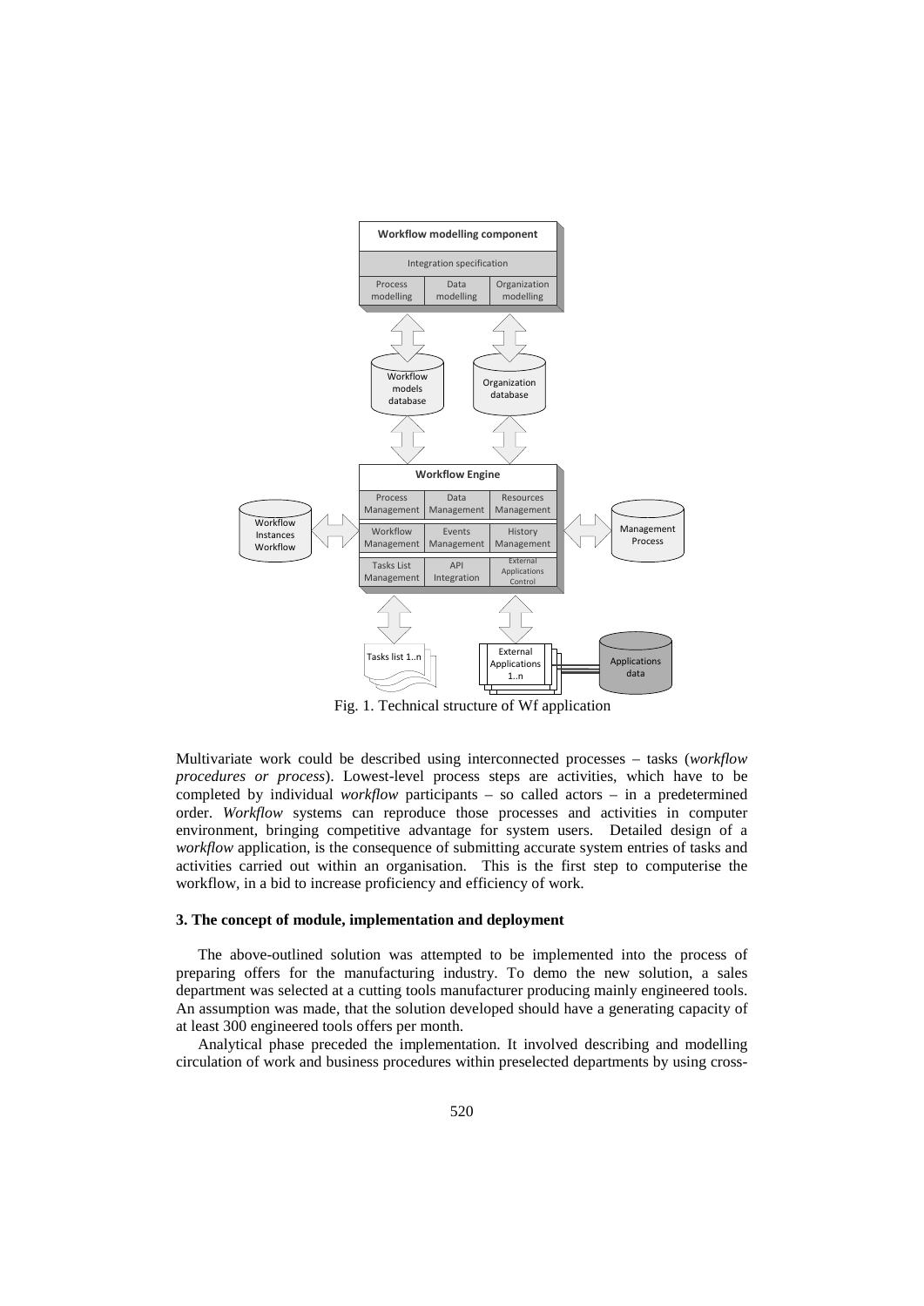Fig. 1. Technical structure of Wf application

Multivariate work could be described using interconnected processes – tasks (*workflow procedures or process*). Lowest-level process steps are activities, which have to be completed by individual *workflow* participants – so called actors – in a predetermined order. *Workflow* systems can reproduce those processes and activities in computer environment, bringing competitive advantage for system users. Detailed design of a *workflow* application, is the consequence of submitting accurate system entries of tasks and activities carried out within an organisation. This is the first step to computerise the workflow, in a bid to increase proficiency and efficiency of work.

### 3. The concept of module, implementation and deployment

The above-outlined solution was attempted to be implemented into the process of preparing offers for the manufacturing industry. To demo the new solution, a sales department was selected at a cutting tools manufacturer producing mainly engineered tools. An assumption was made, that the solution developed should have a generating capacity of at least 300 engineered tools offers per month.

Analytical phase preceded the implementation. It involved describing and modelling circulation of work and business procedures within preselected departments by using cross-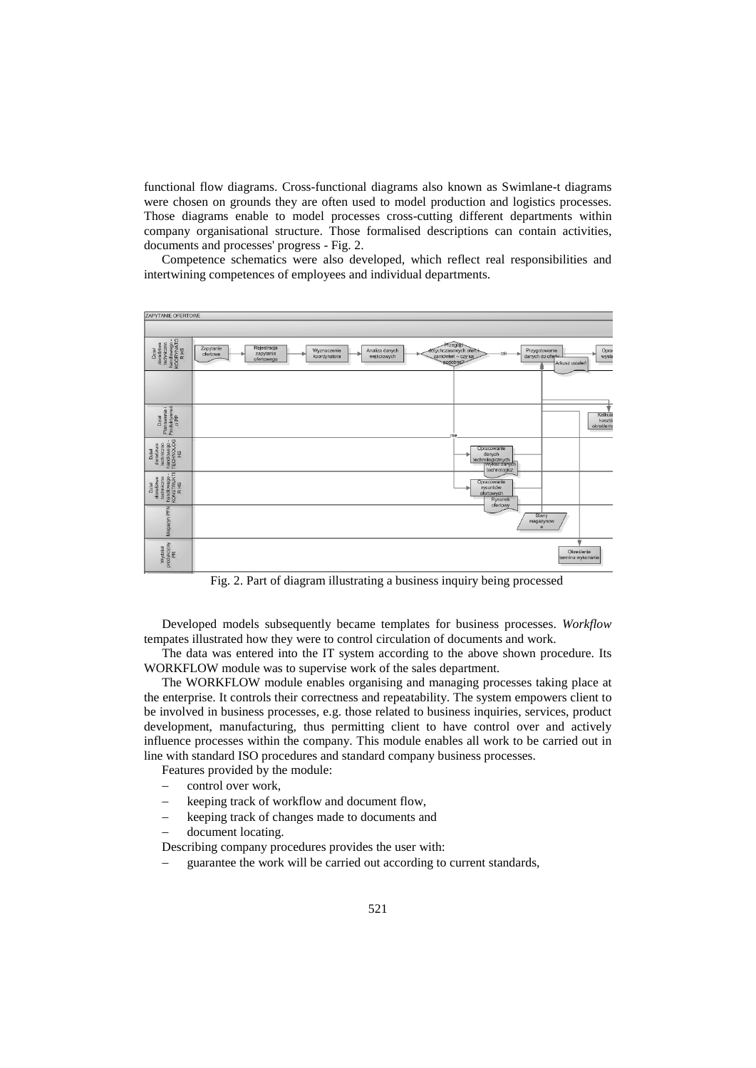functional flow diagrams. Cross-functional diagrams also known as Swimlane-t diagrams were chosen on grounds they are often used to model production and logistics processes. Those diagrams enable to model processes cross-cutting different departments within company organisational structure. Those formalised descriptions can contain activities, documents and processes' progress - Fig. 2.

Competence schematics were also developed, which reflect real responsibilities and intertwining competences of employees and individual departments.

Fig. 2. Part of diagram illustrating a business inquiry being processed

Developed models subsequently became templates for business processes. *Workflow* tempates illustrated how they were to control circulation of documents and work.

The data was entered into the IT system according to the above shown procedure. Its WORKFLOW module was to supervise work of the sales department.

The WORKFLOW module enables organising and managing processes taking place at the enterprise. It controls their correctness and repeatability. The system empowers client to be involved in business processes, e.g. those related to business inquiries, services, product development, manufacturing, thus permitting client to have control over and actively influence processes within the company. This module enables all work to be carried out in line with standard ISO procedures and standard company business processes.

Features provided by the module:

- control over work,
- keeping track of workflow and document flow,
- keeping track of changes made to documents and
- document locating.

Describing company procedures provides the user with:

- guarantee the work will be carried out according to current standards,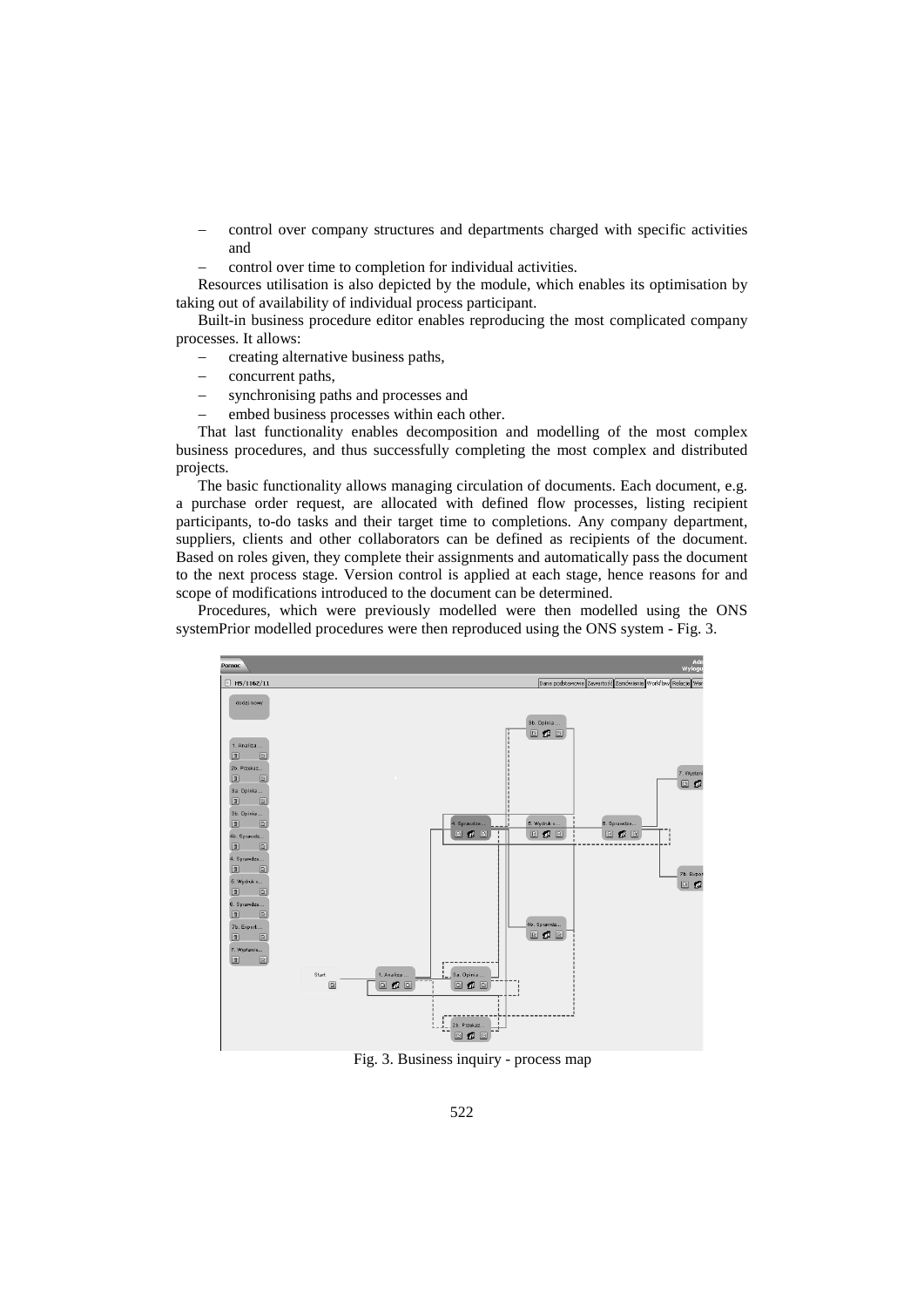- control over company structures and departments charged with specific activities and
- control over time to completion for individual activities.

Resources utilisation is also depicted by the module, which enables its optimisation by taking out of availability of individual process participant.

Built-in business procedure editor enables reproducing the most complicated company processes. It allows:

- creating alternative business paths,
- concurrent paths,
- synchronising paths and processes and
- embed business processes within each other.

That last functionality enables decomposition and modelling of the most complex business procedures, and thus successfully completing the most complex and distributed projects.

The basic functionality allows managing circulation of documents. Each document, e.g. a purchase order request, are allocated with defined flow processes, listing recipient participants, to-do tasks and their target time to completions. Any company department, suppliers, clients and other collaborators can be defined as recipients of the document. Based on roles given, they complete their assignments and automatically pass the document to the next process stage. Version control is applied at each stage, hence reasons for and scope of modifications introduced to the document can be determined.

Procedures, which were previously modelled were then modelled using the ONS systemPrior modelled procedures were then reproduced using the ONS system - Fig. 3.

Fig. 3. Business inquiry - process map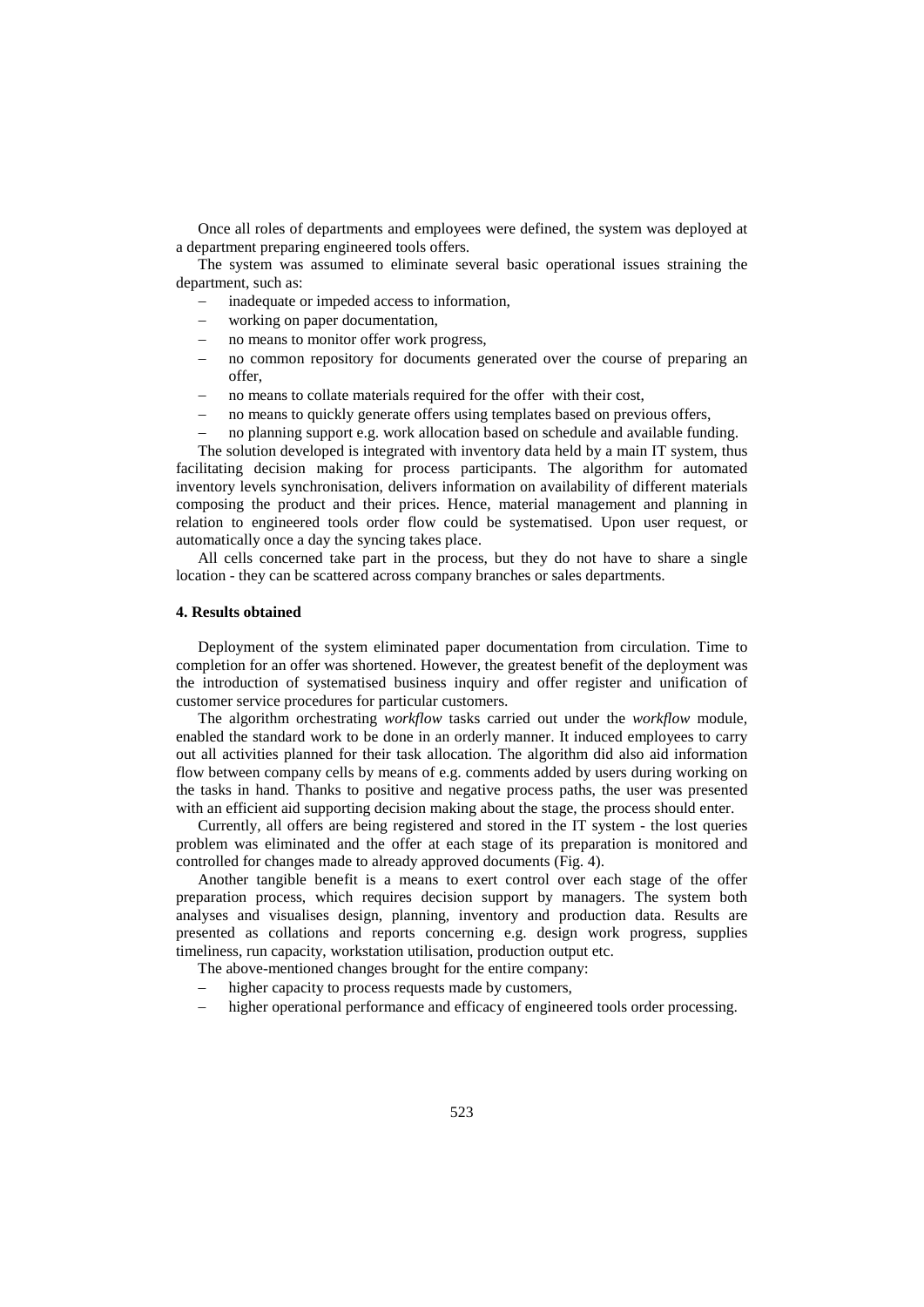Once all roles of departments and employees were defined, the system was deployed at a department preparing engineered tools offers.

The system was assumed to eliminate several basic operational issues straining the department, such as:

- inadequate or impeded access to information,
- working on paper documentation,
- no means to monitor offer work progress,
- no common repository for documents generated over the course of preparing an offer,
- no means to collate materials required for the offer with their cost,
- no means to quickly generate offers using templates based on previous offers,
- no planning support e.g. work allocation based on schedule and available funding.

The solution developed is integrated with inventory data held by a main IT system, thus facilitating decision making for process participants. The algorithm for automated inventory levels synchronisation, delivers information on availability of different materials composing the product and their prices. Hence, material management and planning in relation to engineered tools order flow could be systematised. Upon user request, or automatically once a day the syncing takes place.

All cells concerned take part in the process, but they do not have to share a single location - they can be scattered across company branches or sales departments.

**4. Results obtained**

Deployment of the system eliminated paper documentation from circulation. Time to completion for an offer was shortened. However, the greatest benefit of the deployment was the introduction of systematised business inquiry and offer register and unification of customer service procedures for particular customers.

The algorithm orchestrating *workflow* tasks carried out under the *workflow* module, enabled the standard work to be done in an orderly manner. It induced employees to carry out all activities planned for their task allocation. The algorithm did also aid information flow between company cells by means of e.g. comments added by users during working on the tasks in hand. Thanks to positive and negative process paths, the user was presented with an efficient aid supporting decision making about the stage, the process should enter.

Currently, all offers are being registered and stored in the IT system - the lost queries problem was eliminated and the offer at each stage of its preparation is monitored and controlled for changes made to already approved documents (Fig. 4).

Another tangible benefit is a means to exert control over each stage of the offer preparation process, which requires decision support by managers. The system both analyses and visualises design, planning, inventory and production data. Results are presented as collations and reports concerning e.g. design work progress, supplies timeliness, run capacity, workstation utilisation, production output etc.

The above-mentioned changes brought for the entire company:

- higher capacity to process requests made by customers,
- higher operational performance and efficacy of engineered tools order processing.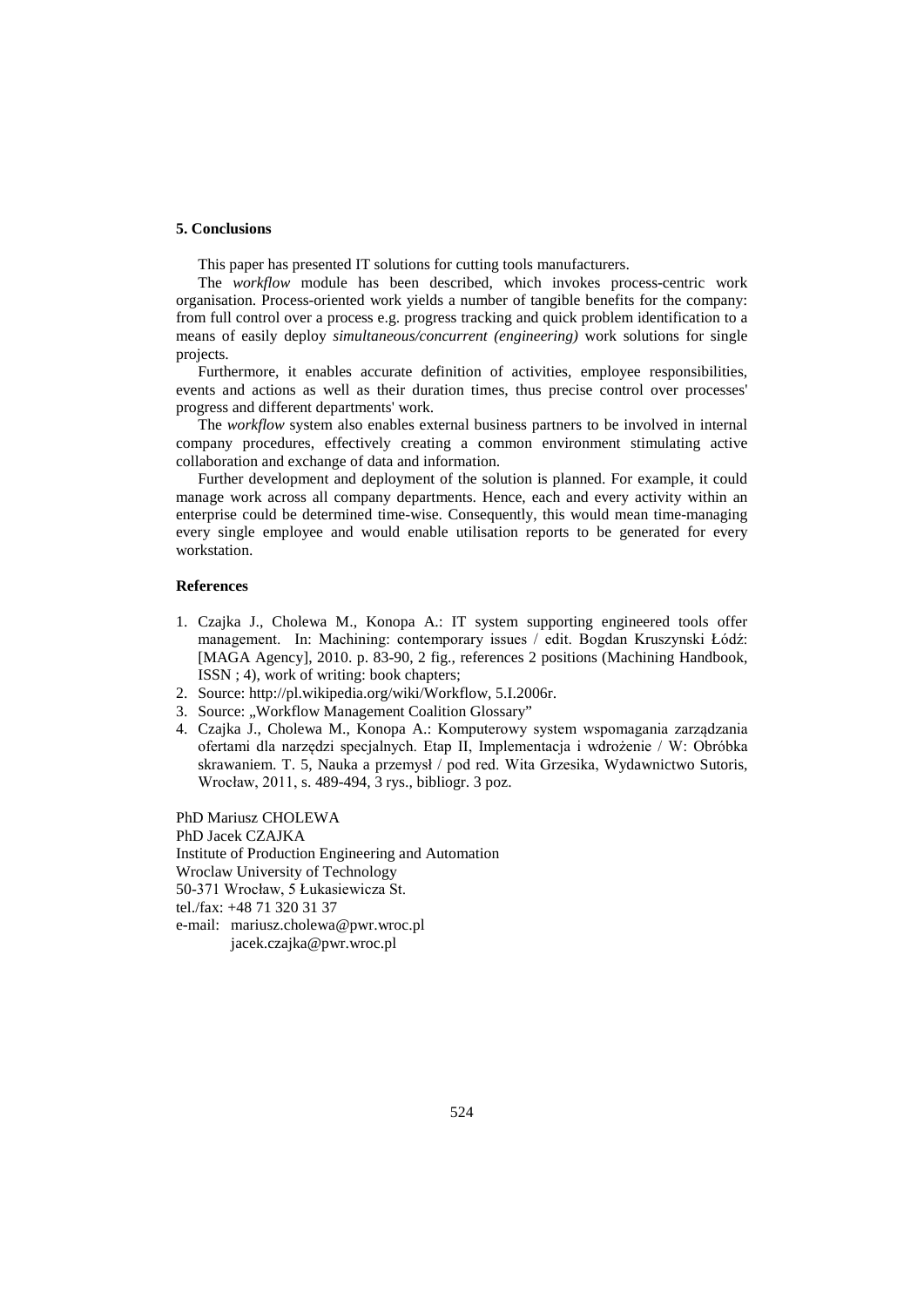## 5. Conclusions

This paper has presented IT solutions for cutting tools manufacturers.

The *workflow* module has been described, which invokes process-centric work organisation. Process-oriented work yields a number of tangible benefits for the company: from full control over a process e.g. progress tracking and quick problem identification to a means of easily deploy *simultaneous/concurrent (engineering)* work solutions for single projects.

Furthermore, it enables accurate definition of activities, employee responsibilities, events and actions as well as their duration times, thus precise control over processes' progress and different departments' work.

The *workflow* system also enables external business partners to be involved in internal company procedures, effectively creating a common environment stimulating active collaboration and exchange of data and information.

Further development and deployment of the solution is planned. For example, it could manage work across all company departments. Hence, each and every activity within an enterprise could be determined time-wise. Consequently, this would mean time-managing every single employee and would enable utilisation reports to be generated for every workstation.

## References

1. Czajka J., Cholewa M., Konopa A.: IT system supporting engineered tools offer management. In: Machining: contemporary issues / edit. Bogdan Kruszynski Łódź: [MAGA Agency], 2010. p. 83-90, 2 fig., references 2 positions (Machining Handbook, ISSN ; 4), work of writing: book chapters;
2. Source: http://pl.wikipedia.org/wiki/Workflow, 5.I.2006r.
3. Source: „Workflow Management Coalition Glossary"
4. Czajka J., Cholewa M., Konopa A.: Komputerowy system wspomagania zarządzania ofertami dla narzędzi specjalnych. Etap II, Implementacja i wdrożenie / W: Obróbka skrawaniem. T. 5, Nauka a przemysł / pod red. Wita Grzesika, Wydawnictwo Sutoris, Wrocław, 2011, s. 489-494, 3 rys., bibliogr. 3 poz.

PhD Mariusz CHOLEWA
PhD Jacek CZAJKA
Institute of Production Engineering and Automation
Wroclaw University of Technology
50-371 Wrocław, 5 Łukasiewicza St.
tel./fax: +48 71 320 31 37
e-mail: mariusz.cholewa@pwr.wroc.pl
jacek.czajka@pwr.wroc.pl